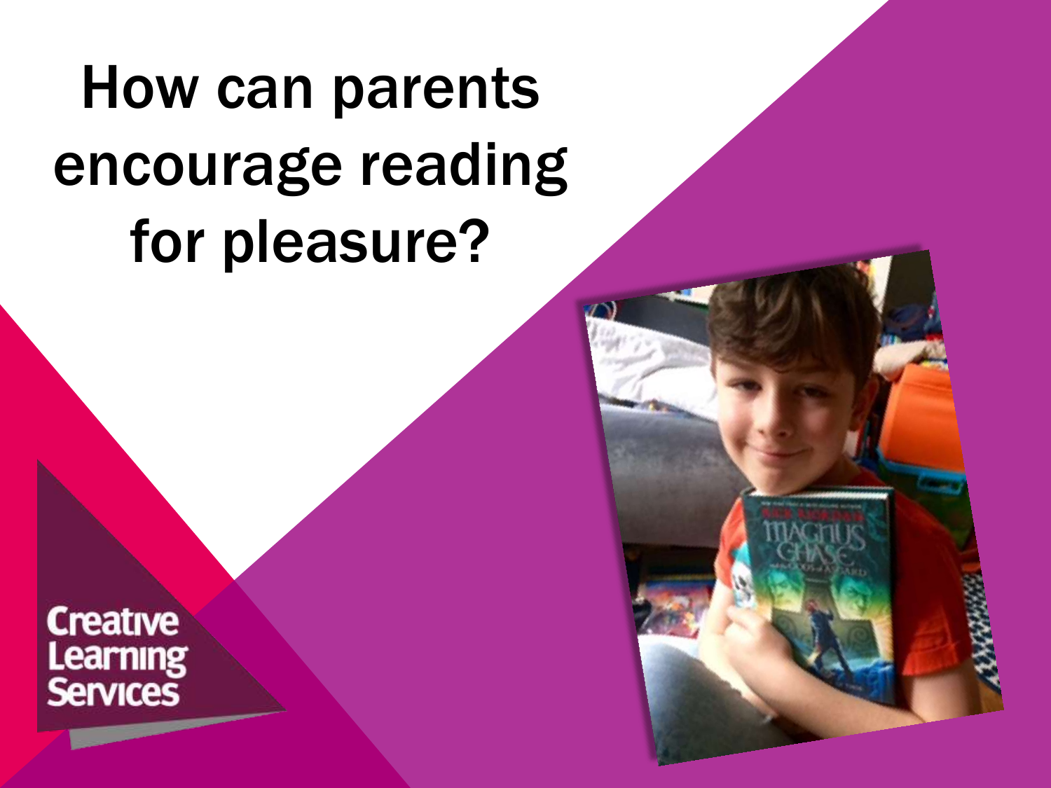# How can parents encourage reading for pleasure?

Creative Learning Services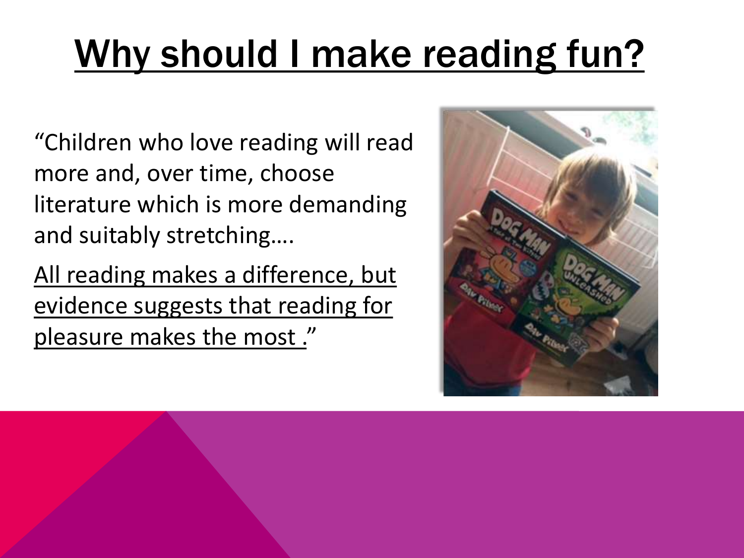# Why should I make reading fun?

"Children who love reading will read more and, over time, choose literature which is more demanding and suitably stretching….

<u>All reading makes a difference, but evidence suggests that reading for pleasure makes the most .</u>"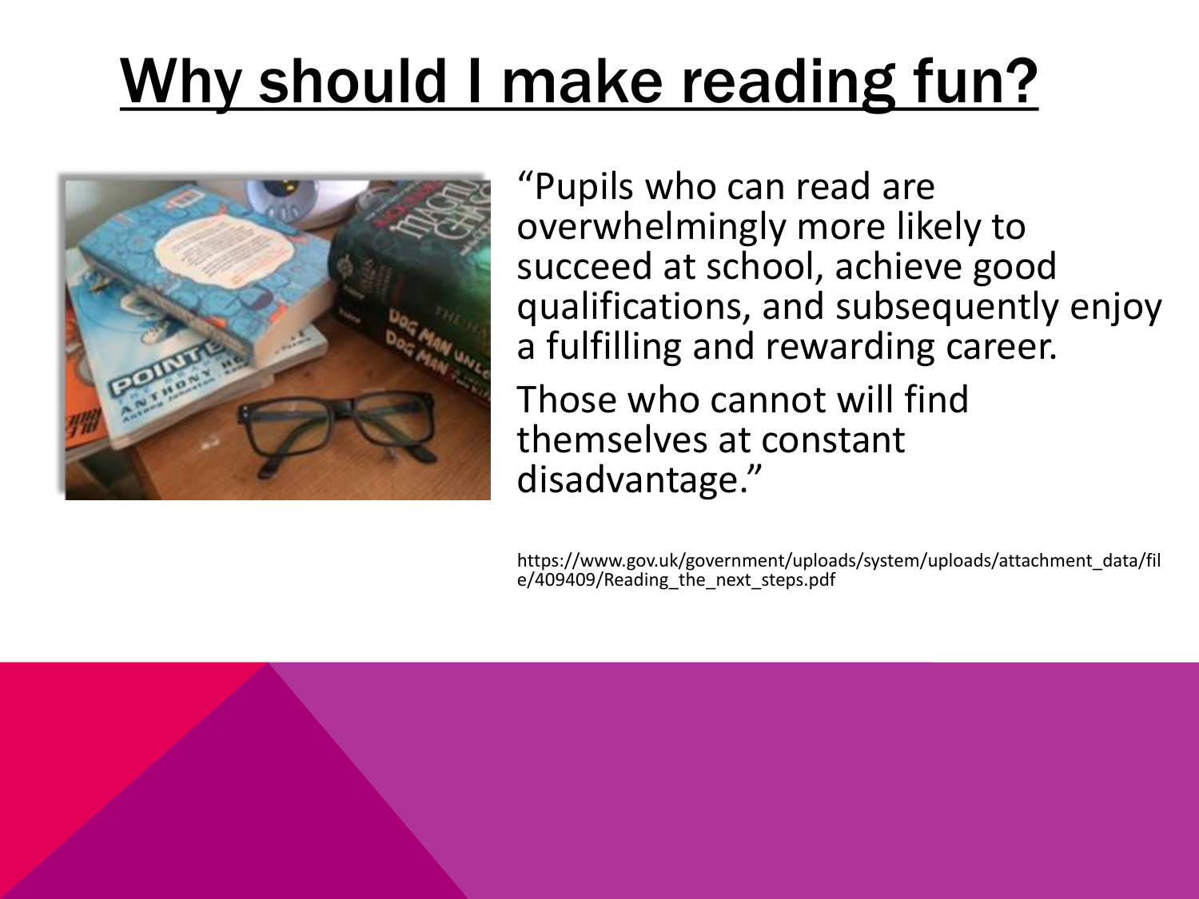# Why should I make reading fun?

"Pupils who can read are overwhelmingly more likely to succeed at school, achieve good qualifications, and subsequently enjoy a fulfilling and rewarding career.

Those who cannot will find themselves at constant disadvantage."

https://www.gov.uk/government/uploads/system/uploads/attachment_data/file/409409/Reading_the_next_steps.pdf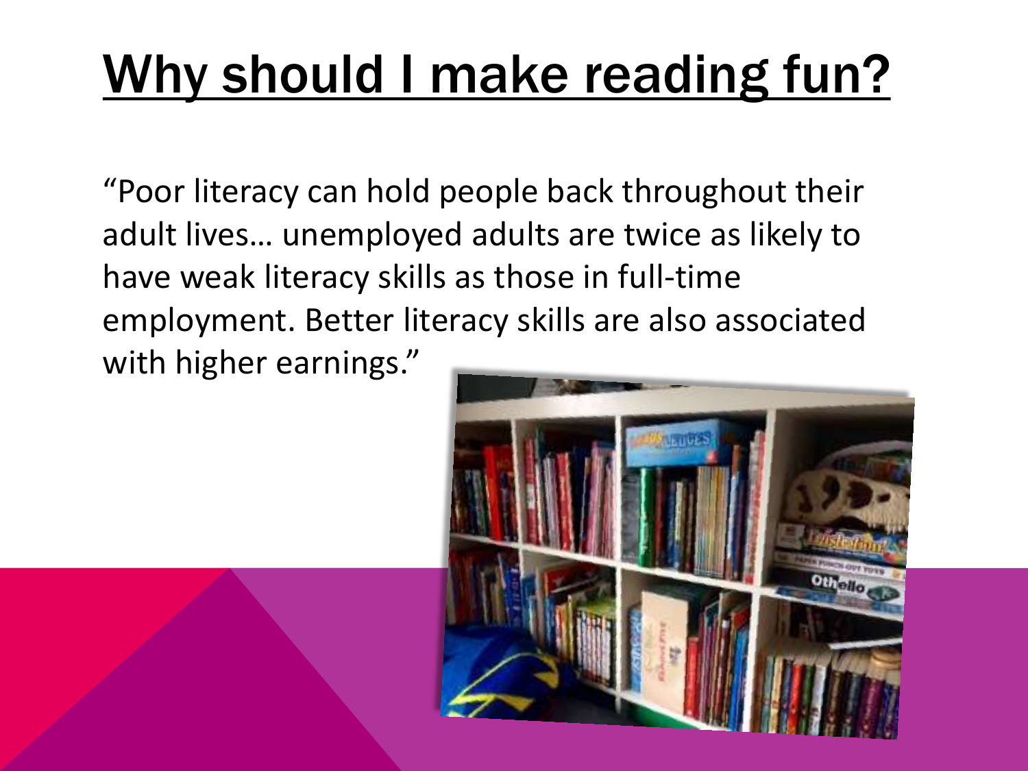# Why should I make reading fun?

"Poor literacy can hold people back throughout their adult lives… unemployed adults are twice as likely to have weak literacy skills as those in full-time employment. Better literacy skills are also associated with higher earnings."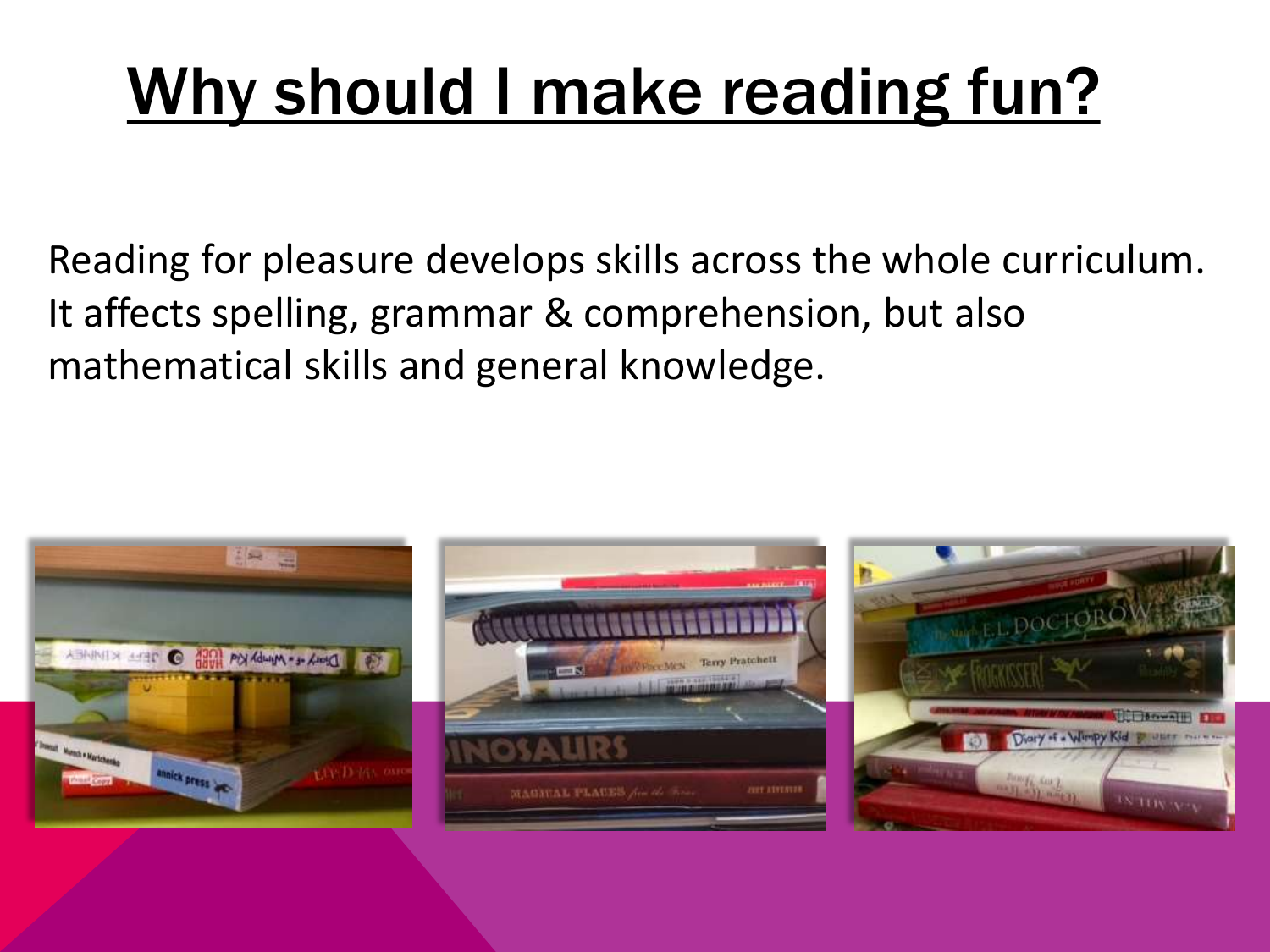# Why should I make reading fun?

Reading for pleasure develops skills across the whole curriculum. It affects spelling, grammar & comprehension, but also mathematical skills and general knowledge.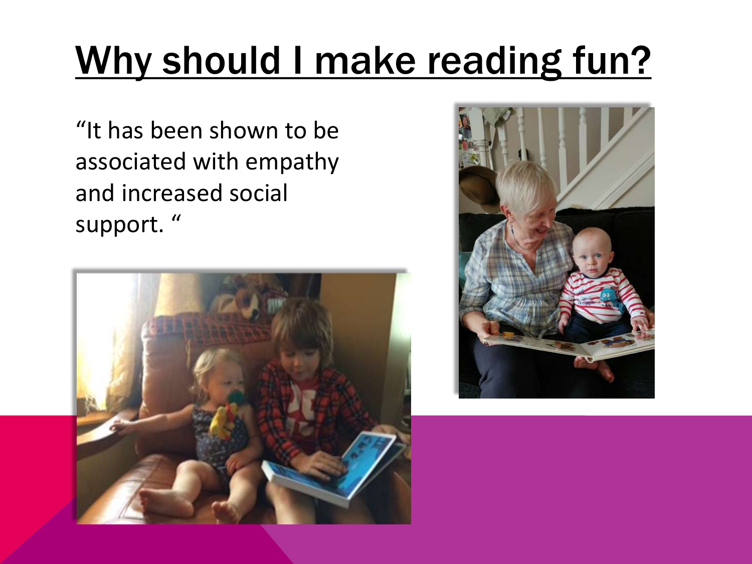# Why should I make reading fun?

"It has been shown to be associated with empathy and increased social support. "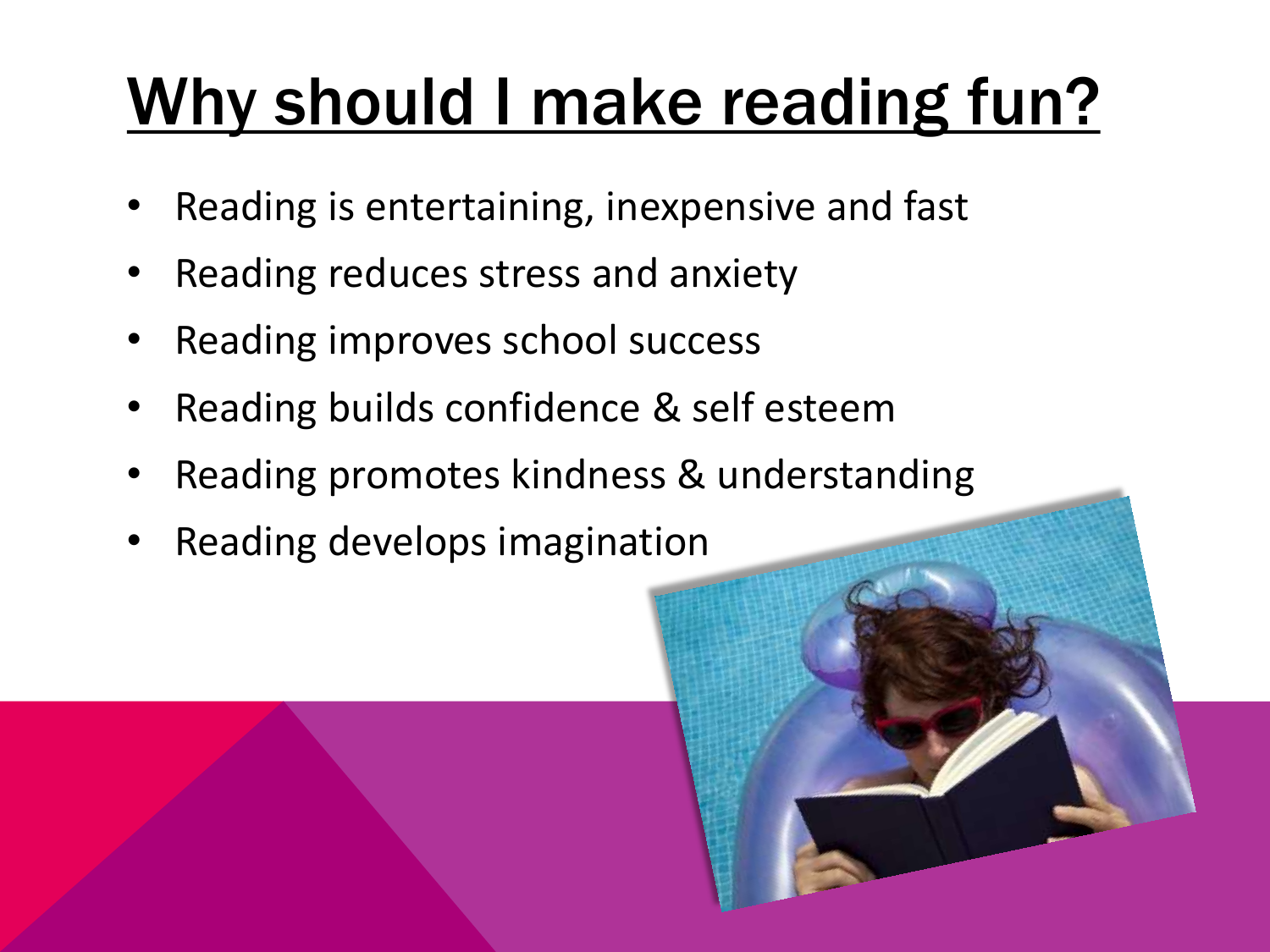# Why should I make reading fun?

- Reading is entertaining, inexpensive and fast
- Reading reduces stress and anxiety
- Reading improves school success
- Reading builds confidence & self esteem
- Reading promotes kindness & understanding
- Reading develops imagination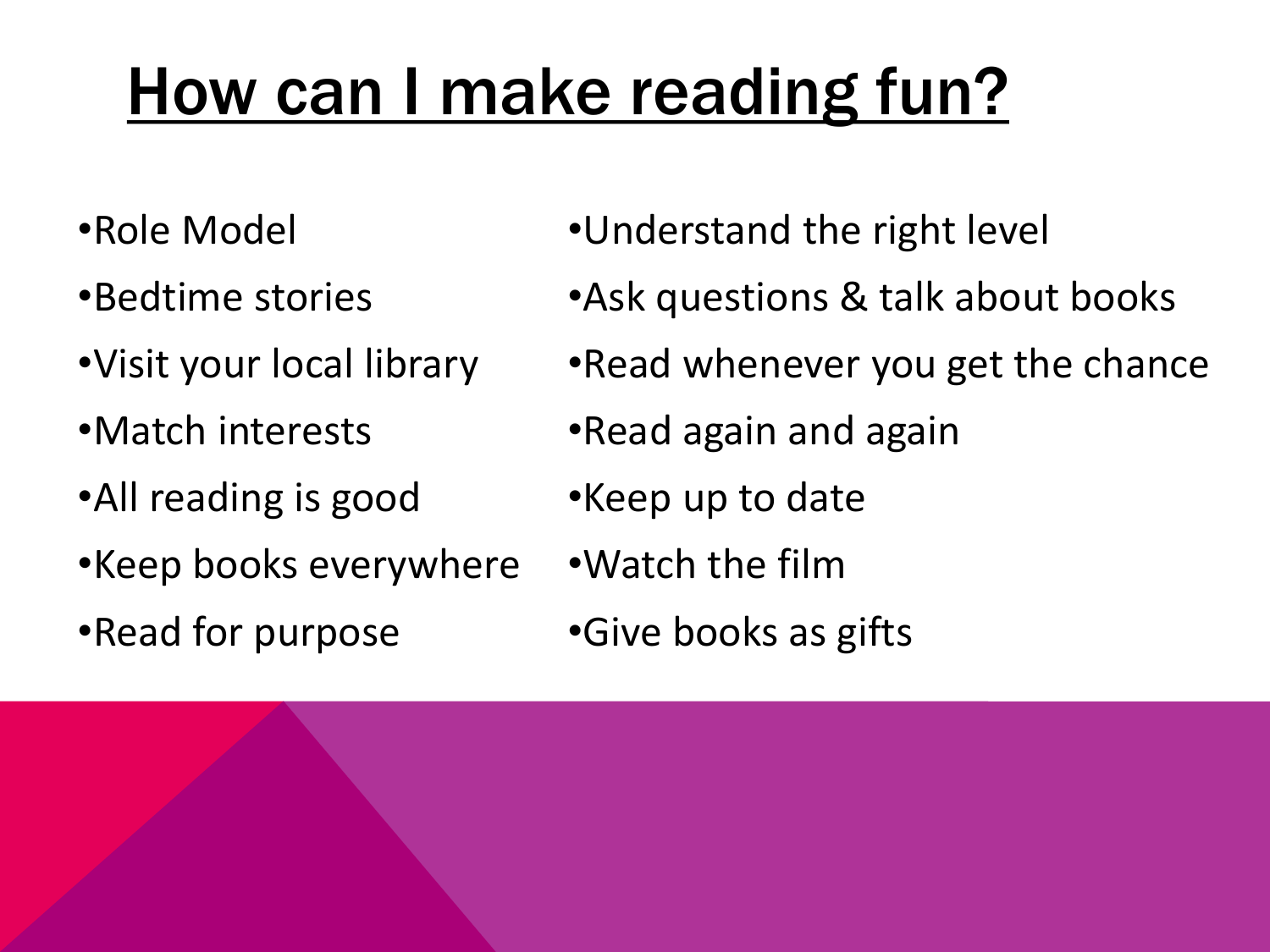# How can I make reading fun?

- Role Model
- Bedtime stories
- Visit your local library
- Match interests
- All reading is good
- Keep books everywhere
- Read for purpose
- Understand the right level
- Ask questions & talk about books
- Read whenever you get the chance
- Read again and again
- Keep up to date
- Watch the film
- Give books as gifts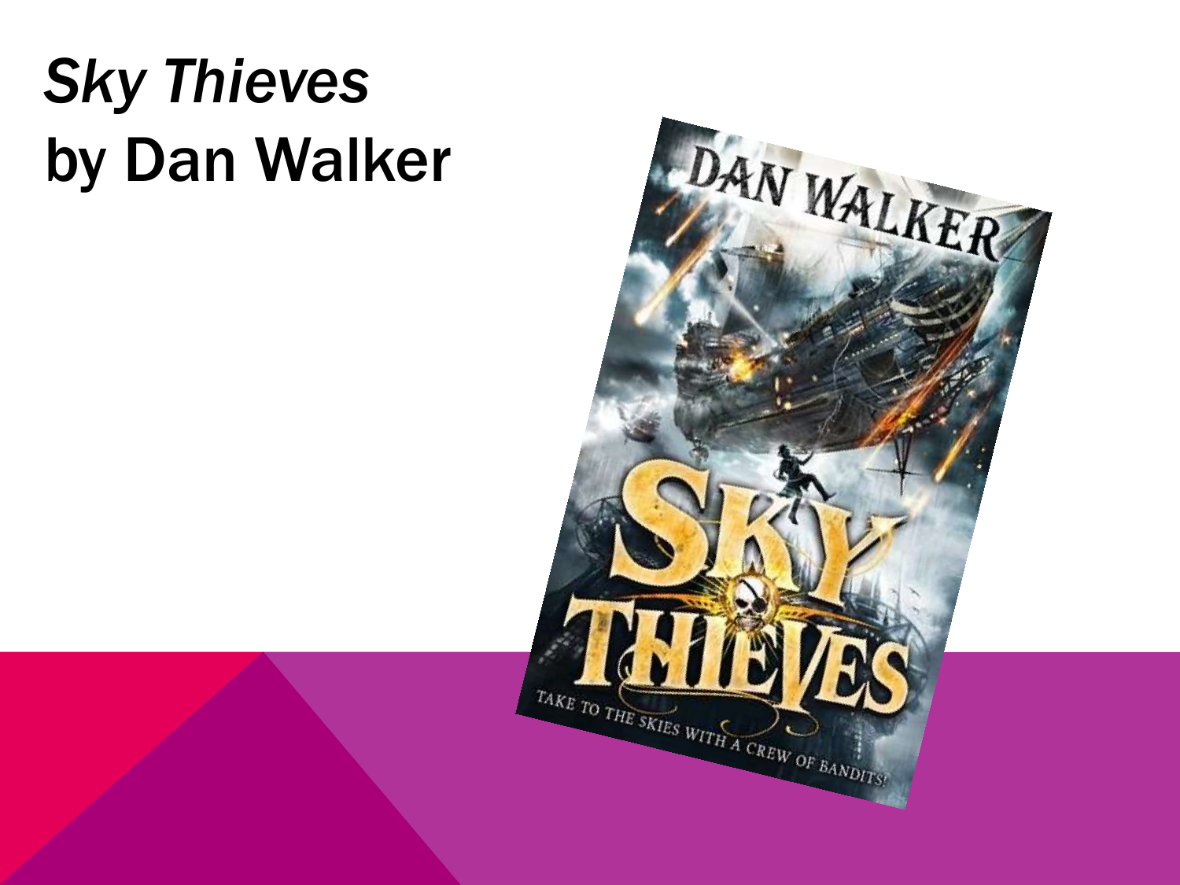# *Sky Thieves* by Dan Walker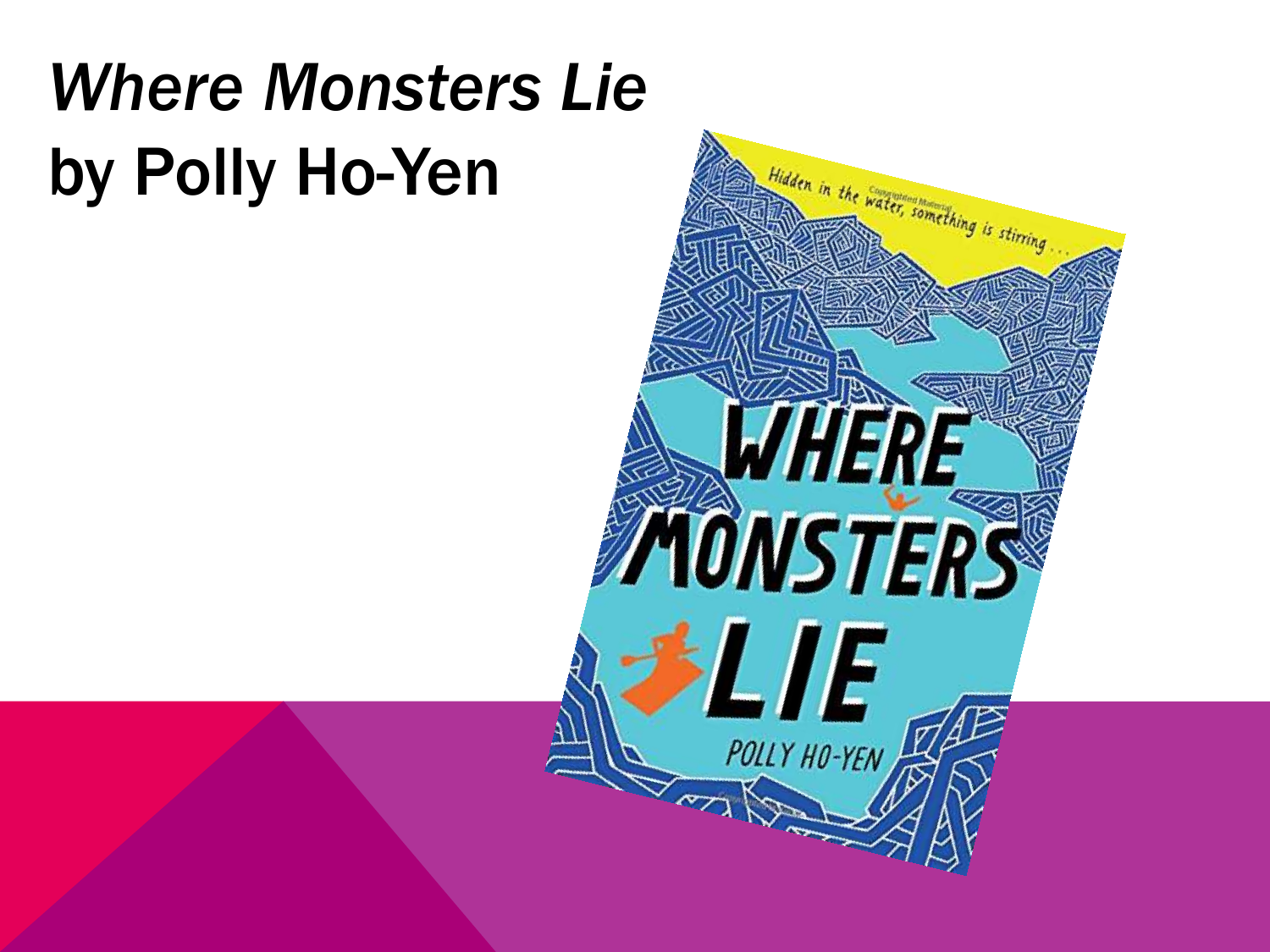# *Where Monsters Lie*
# by Polly Ho-Yen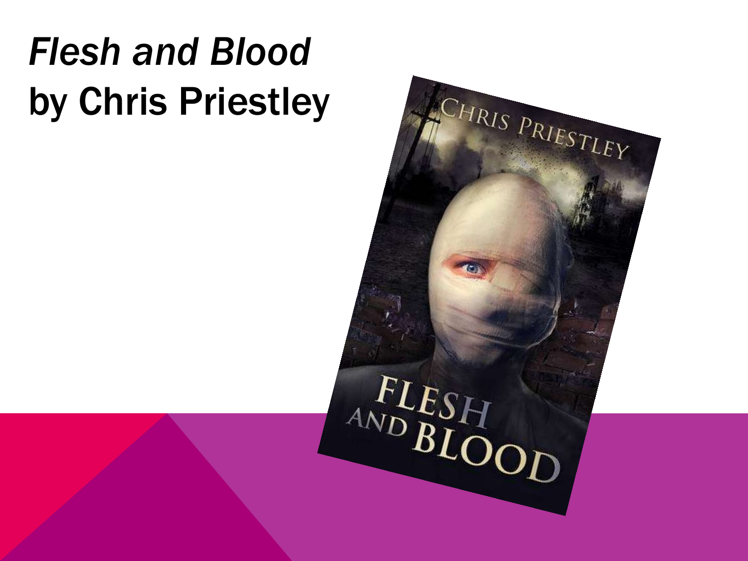# *Flesh and Blood* by Chris Priestley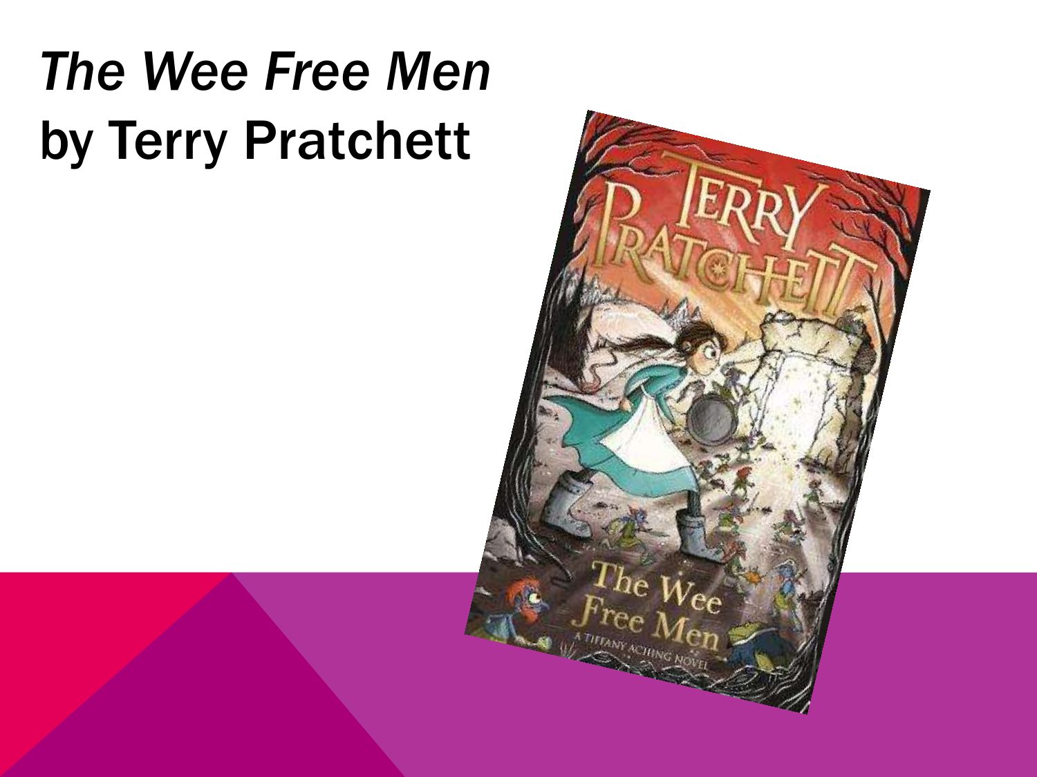# *The Wee Free Men* by Terry Pratchett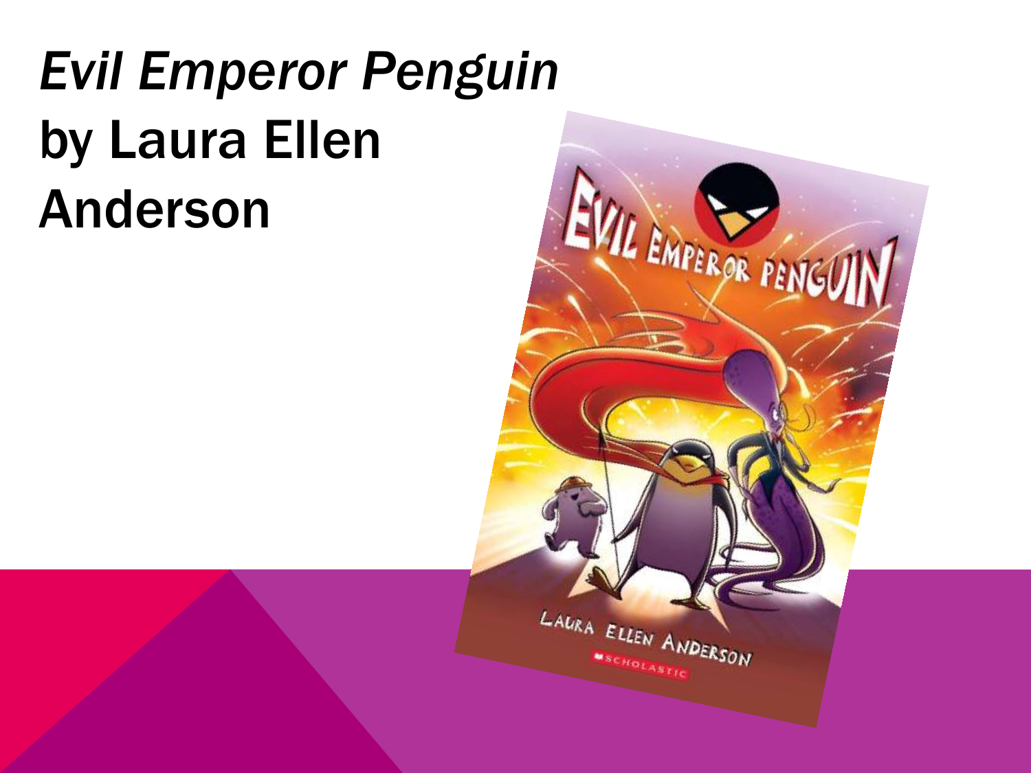# *Evil Emperor Penguin* by Laura Ellen Anderson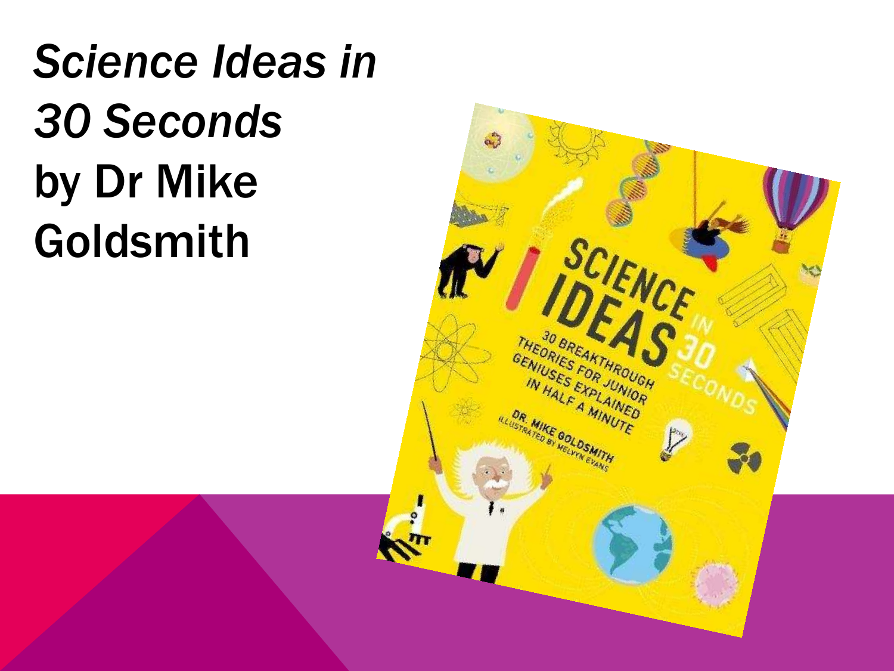# *Science Ideas in 30 Seconds* by Dr Mike Goldsmith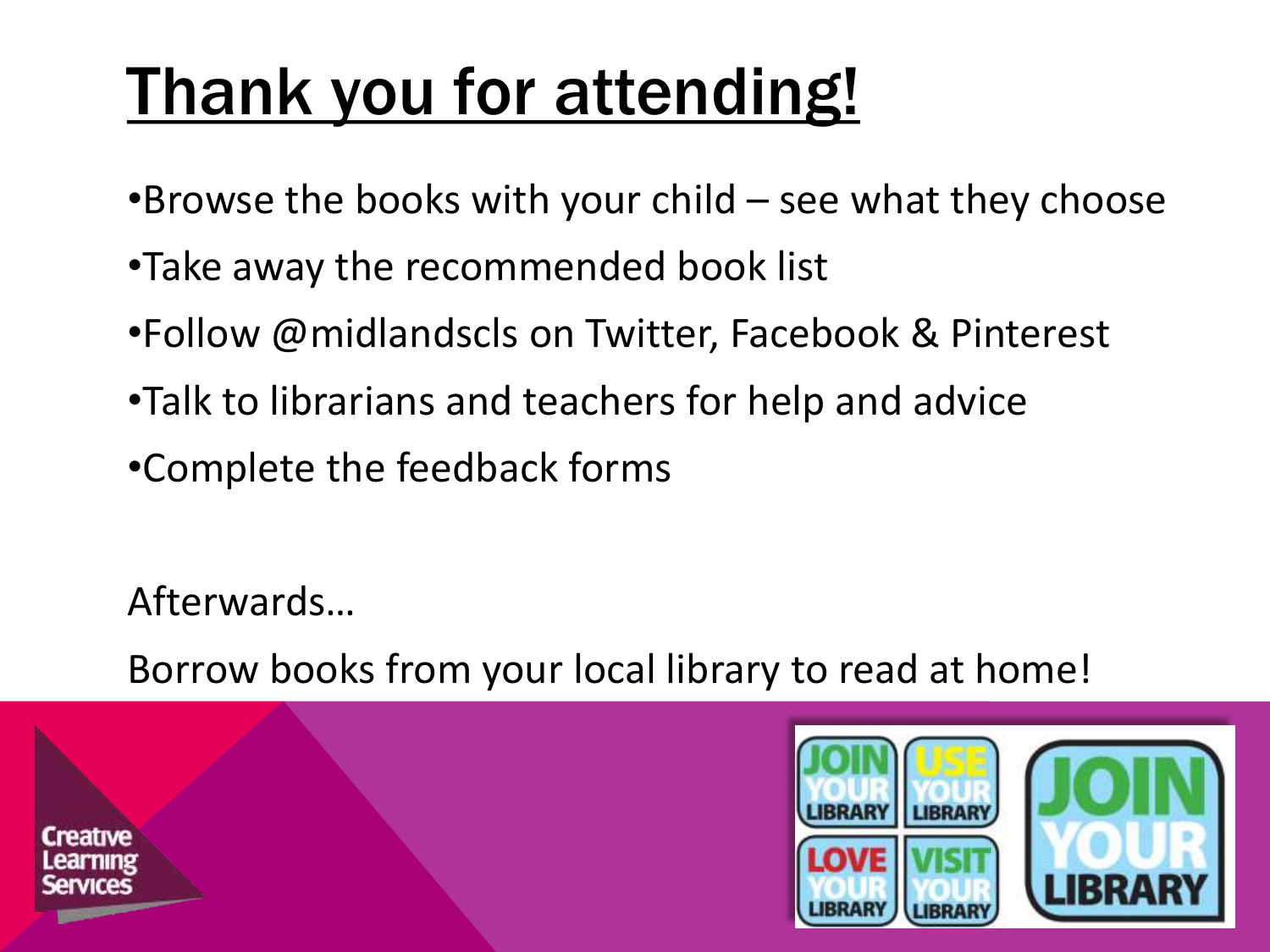# Thank you for attending!

- Browse the books with your child – see what they choose
- Take away the recommended book list
- Follow @midlandscls on Twitter, Facebook & Pinterest
- Talk to librarians and teachers for help and advice
- Complete the feedback forms

Afterwards…

Borrow books from your local library to read at home!

Creative Learning Services

JOIN YOUR LIBRARY USE YOUR LIBRARY LOVE YOUR LIBRARY VISIT YOUR LIBRARY

JOIN YOUR LIBRARY